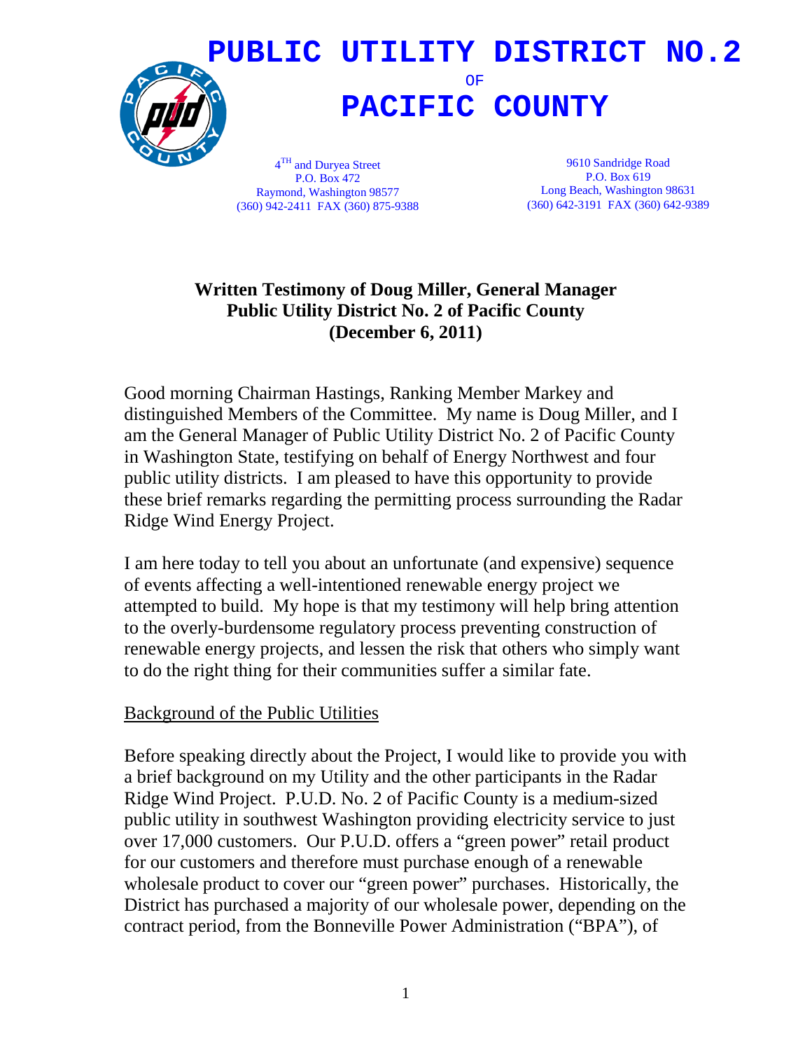# PUBLIC UTILITY DISTRICT NO.2

OF

# PACIFIC COUNTY

4TH and Duryea Street
P.O. Box 472
Raymond, Washington 98577
(360) 942-2411 FAX (360) 875-9388

9610 Sandridge Road
P.O. Box 619
Long Beach, Washington 98631
(360) 642-3191 FAX (360) 642-9389

**Written Testimony of Doug Miller, General Manager**
**Public Utility District No. 2 of Pacific County**
**(December 6, 2011)**

Good morning Chairman Hastings, Ranking Member Markey and distinguished Members of the Committee. My name is Doug Miller, and I am the General Manager of Public Utility District No. 2 of Pacific County in Washington State, testifying on behalf of Energy Northwest and four public utility districts. I am pleased to have this opportunity to provide these brief remarks regarding the permitting process surrounding the Radar Ridge Wind Energy Project.

I am here today to tell you about an unfortunate (and expensive) sequence of events affecting a well-intentioned renewable energy project we attempted to build. My hope is that my testimony will help bring attention to the overly-burdensome regulatory process preventing construction of renewable energy projects, and lessen the risk that others who simply want to do the right thing for their communities suffer a similar fate.

<u>Background of the Public Utilities</u>

Before speaking directly about the Project, I would like to provide you with a brief background on my Utility and the other participants in the Radar Ridge Wind Project. P.U.D. No. 2 of Pacific County is a medium-sized public utility in southwest Washington providing electricity service to just over 17,000 customers. Our P.U.D. offers a "green power" retail product for our customers and therefore must purchase enough of a renewable wholesale product to cover our "green power" purchases. Historically, the District has purchased a majority of our wholesale power, depending on the contract period, from the Bonneville Power Administration ("BPA"), of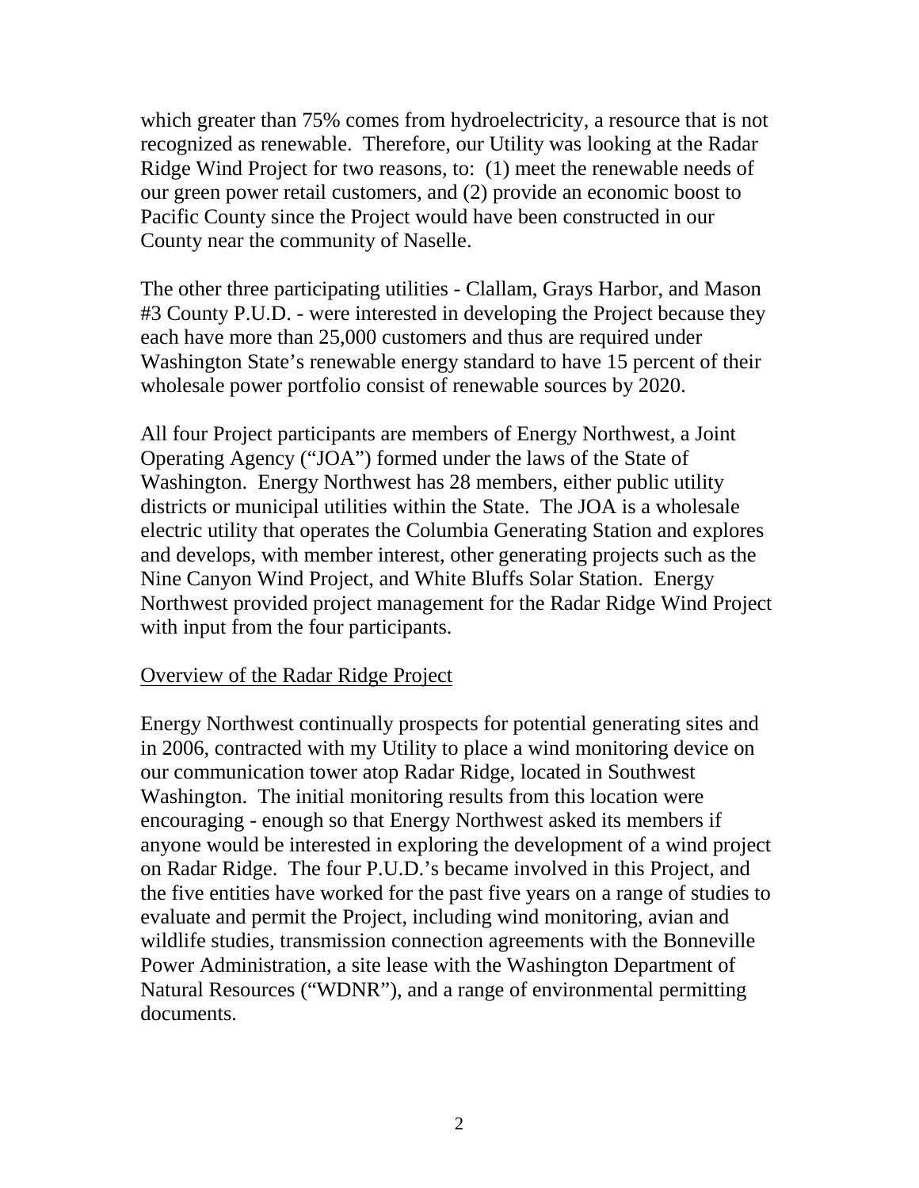which greater than 75% comes from hydroelectricity, a resource that is not recognized as renewable. Therefore, our Utility was looking at the Radar Ridge Wind Project for two reasons, to: (1) meet the renewable needs of our green power retail customers, and (2) provide an economic boost to Pacific County since the Project would have been constructed in our County near the community of Naselle.

The other three participating utilities - Clallam, Grays Harbor, and Mason #3 County P.U.D. - were interested in developing the Project because they each have more than 25,000 customers and thus are required under Washington State's renewable energy standard to have 15 percent of their wholesale power portfolio consist of renewable sources by 2020.

All four Project participants are members of Energy Northwest, a Joint Operating Agency ("JOA") formed under the laws of the State of Washington. Energy Northwest has 28 members, either public utility districts or municipal utilities within the State. The JOA is a wholesale electric utility that operates the Columbia Generating Station and explores and develops, with member interest, other generating projects such as the Nine Canyon Wind Project, and White Bluffs Solar Station. Energy Northwest provided project management for the Radar Ridge Wind Project with input from the four participants.

## Overview of the Radar Ridge Project

Energy Northwest continually prospects for potential generating sites and in 2006, contracted with my Utility to place a wind monitoring device on our communication tower atop Radar Ridge, located in Southwest Washington. The initial monitoring results from this location were encouraging - enough so that Energy Northwest asked its members if anyone would be interested in exploring the development of a wind project on Radar Ridge. The four P.U.D.'s became involved in this Project, and the five entities have worked for the past five years on a range of studies to evaluate and permit the Project, including wind monitoring, avian and wildlife studies, transmission connection agreements with the Bonneville Power Administration, a site lease with the Washington Department of Natural Resources ("WDNR"), and a range of environmental permitting documents.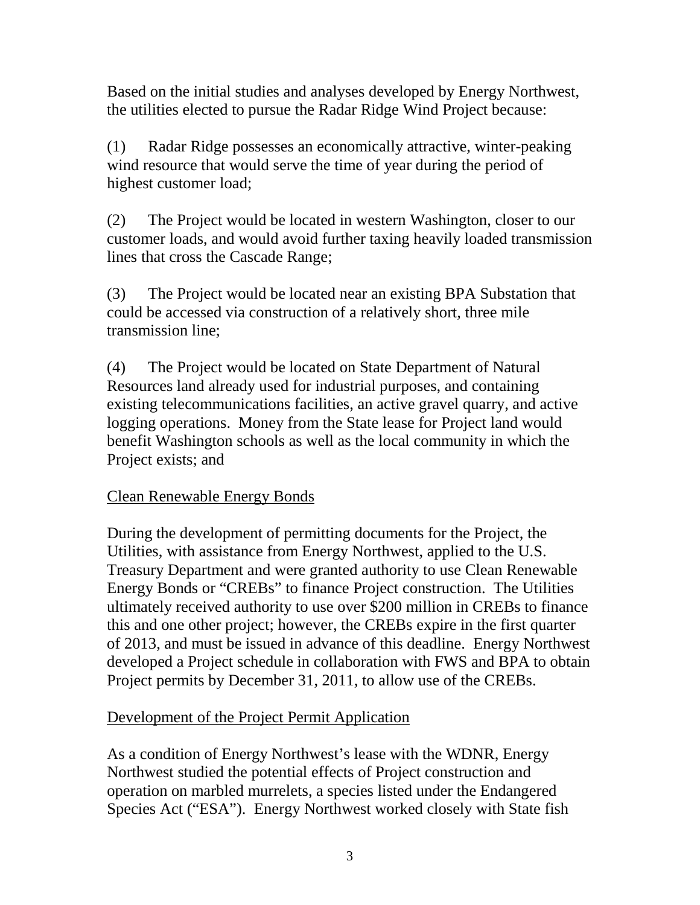Based on the initial studies and analyses developed by Energy Northwest, the utilities elected to pursue the Radar Ridge Wind Project because:

(1) Radar Ridge possesses an economically attractive, winter-peaking wind resource that would serve the time of year during the period of highest customer load;

(2) The Project would be located in western Washington, closer to our customer loads, and would avoid further taxing heavily loaded transmission lines that cross the Cascade Range;

(3) The Project would be located near an existing BPA Substation that could be accessed via construction of a relatively short, three mile transmission line;

(4) The Project would be located on State Department of Natural Resources land already used for industrial purposes, and containing existing telecommunications facilities, an active gravel quarry, and active logging operations. Money from the State lease for Project land would benefit Washington schools as well as the local community in which the Project exists; and

Clean Renewable Energy Bonds

During the development of permitting documents for the Project, the Utilities, with assistance from Energy Northwest, applied to the U.S. Treasury Department and were granted authority to use Clean Renewable Energy Bonds or "CREBs" to finance Project construction. The Utilities ultimately received authority to use over $200 million in CREBs to finance this and one other project; however, the CREBs expire in the first quarter of 2013, and must be issued in advance of this deadline. Energy Northwest developed a Project schedule in collaboration with FWS and BPA to obtain Project permits by December 31, 2011, to allow use of the CREBs.

Development of the Project Permit Application

As a condition of Energy Northwest's lease with the WDNR, Energy Northwest studied the potential effects of Project construction and operation on marbled murrelets, a species listed under the Endangered Species Act ("ESA"). Energy Northwest worked closely with State fish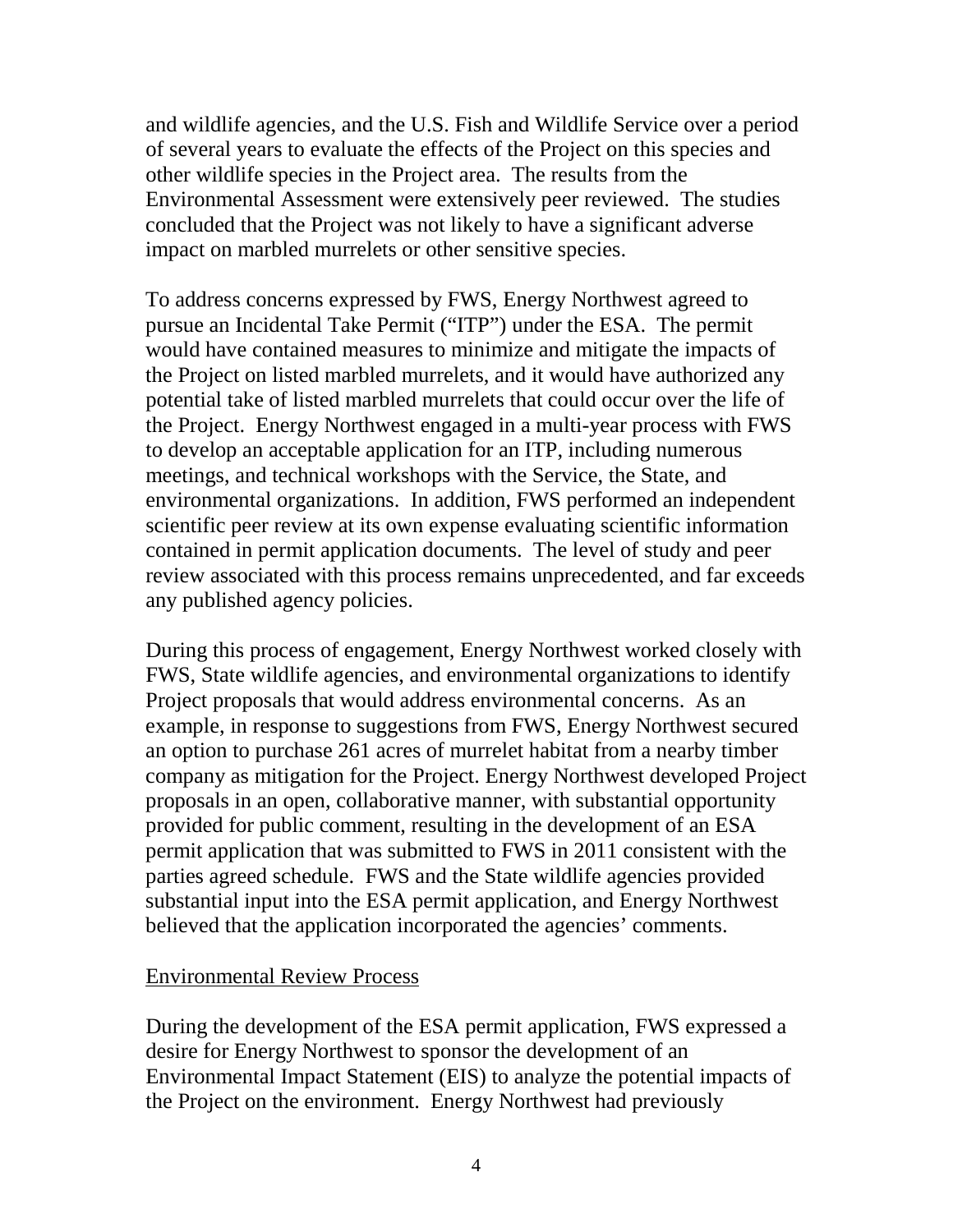and wildlife agencies, and the U.S. Fish and Wildlife Service over a period of several years to evaluate the effects of the Project on this species and other wildlife species in the Project area. The results from the Environmental Assessment were extensively peer reviewed. The studies concluded that the Project was not likely to have a significant adverse impact on marbled murrelets or other sensitive species.

To address concerns expressed by FWS, Energy Northwest agreed to pursue an Incidental Take Permit ("ITP") under the ESA. The permit would have contained measures to minimize and mitigate the impacts of the Project on listed marbled murrelets, and it would have authorized any potential take of listed marbled murrelets that could occur over the life of the Project. Energy Northwest engaged in a multi-year process with FWS to develop an acceptable application for an ITP, including numerous meetings, and technical workshops with the Service, the State, and environmental organizations. In addition, FWS performed an independent scientific peer review at its own expense evaluating scientific information contained in permit application documents. The level of study and peer review associated with this process remains unprecedented, and far exceeds any published agency policies.

During this process of engagement, Energy Northwest worked closely with FWS, State wildlife agencies, and environmental organizations to identify Project proposals that would address environmental concerns. As an example, in response to suggestions from FWS, Energy Northwest secured an option to purchase 261 acres of murrelet habitat from a nearby timber company as mitigation for the Project. Energy Northwest developed Project proposals in an open, collaborative manner, with substantial opportunity provided for public comment, resulting in the development of an ESA permit application that was submitted to FWS in 2011 consistent with the parties agreed schedule. FWS and the State wildlife agencies provided substantial input into the ESA permit application, and Energy Northwest believed that the application incorporated the agencies' comments.

<u>Environmental Review Process</u>

During the development of the ESA permit application, FWS expressed a desire for Energy Northwest to sponsor the development of an Environmental Impact Statement (EIS) to analyze the potential impacts of the Project on the environment. Energy Northwest had previously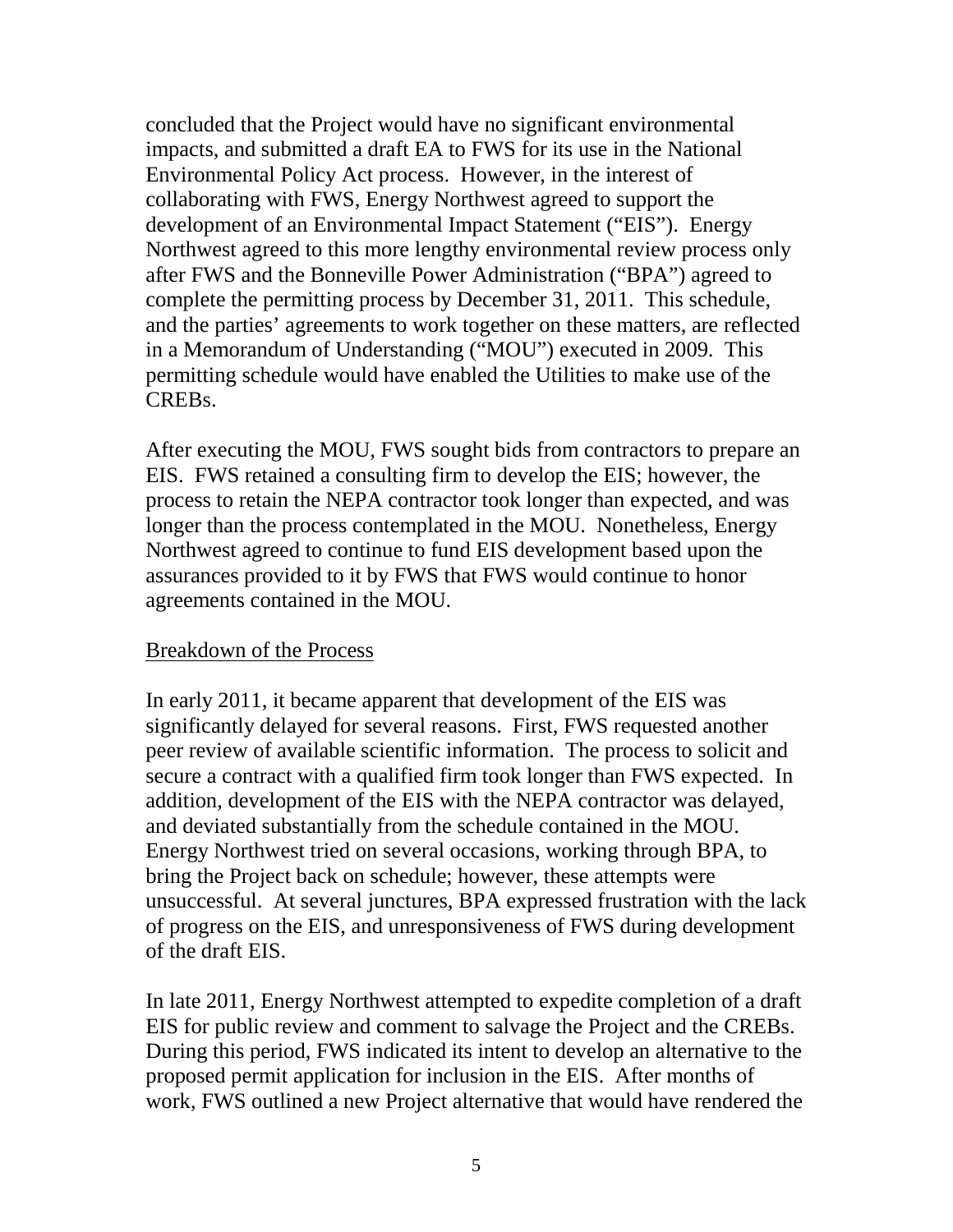concluded that the Project would have no significant environmental impacts, and submitted a draft EA to FWS for its use in the National Environmental Policy Act process. However, in the interest of collaborating with FWS, Energy Northwest agreed to support the development of an Environmental Impact Statement ("EIS"). Energy Northwest agreed to this more lengthy environmental review process only after FWS and the Bonneville Power Administration ("BPA") agreed to complete the permitting process by December 31, 2011. This schedule, and the parties' agreements to work together on these matters, are reflected in a Memorandum of Understanding ("MOU") executed in 2009. This permitting schedule would have enabled the Utilities to make use of the CREBs.

After executing the MOU, FWS sought bids from contractors to prepare an EIS. FWS retained a consulting firm to develop the EIS; however, the process to retain the NEPA contractor took longer than expected, and was longer than the process contemplated in the MOU. Nonetheless, Energy Northwest agreed to continue to fund EIS development based upon the assurances provided to it by FWS that FWS would continue to honor agreements contained in the MOU.

<u>Breakdown of the Process</u>

In early 2011, it became apparent that development of the EIS was significantly delayed for several reasons. First, FWS requested another peer review of available scientific information. The process to solicit and secure a contract with a qualified firm took longer than FWS expected. In addition, development of the EIS with the NEPA contractor was delayed, and deviated substantially from the schedule contained in the MOU. Energy Northwest tried on several occasions, working through BPA, to bring the Project back on schedule; however, these attempts were unsuccessful. At several junctures, BPA expressed frustration with the lack of progress on the EIS, and unresponsiveness of FWS during development of the draft EIS.

In late 2011, Energy Northwest attempted to expedite completion of a draft EIS for public review and comment to salvage the Project and the CREBs. During this period, FWS indicated its intent to develop an alternative to the proposed permit application for inclusion in the EIS. After months of work, FWS outlined a new Project alternative that would have rendered the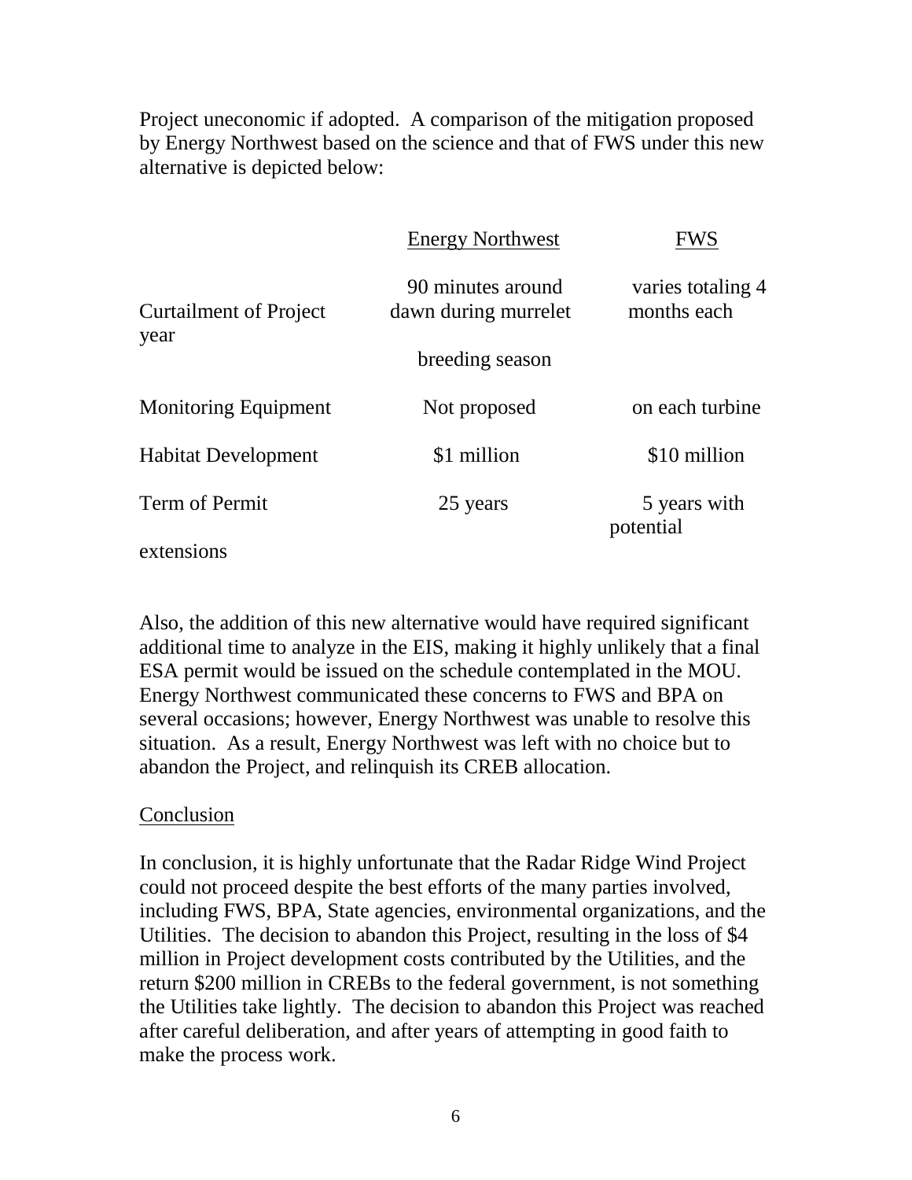Project uneconomic if adopted. A comparison of the mitigation proposed by Energy Northwest based on the science and that of FWS under this new alternative is depicted below:

| | Energy Northwest | FWS |
|---|---|---|
| Curtailment of Project | 90 minutes around dawn during murrelet breeding season | varies totaling 4 months each year |
| Monitoring Equipment | Not proposed | on each turbine |
| Habitat Development | \$1 million | \$10 million |
| Term of Permit | 25 years | 5 years with potential extensions |

Also, the addition of this new alternative would have required significant additional time to analyze in the EIS, making it highly unlikely that a final ESA permit would be issued on the schedule contemplated in the MOU. Energy Northwest communicated these concerns to FWS and BPA on several occasions; however, Energy Northwest was unable to resolve this situation. As a result, Energy Northwest was left with no choice but to abandon the Project, and relinquish its CREB allocation.

## Conclusion

In conclusion, it is highly unfortunate that the Radar Ridge Wind Project could not proceed despite the best efforts of the many parties involved, including FWS, BPA, State agencies, environmental organizations, and the Utilities. The decision to abandon this Project, resulting in the loss of \$4 million in Project development costs contributed by the Utilities, and the return \$200 million in CREBs to the federal government, is not something the Utilities take lightly. The decision to abandon this Project was reached after careful deliberation, and after years of attempting in good faith to make the process work.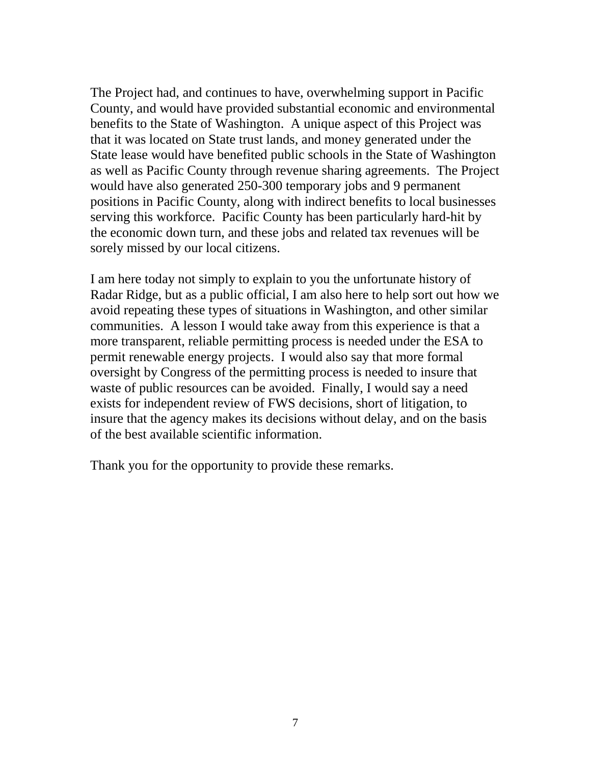The Project had, and continues to have, overwhelming support in Pacific County, and would have provided substantial economic and environmental benefits to the State of Washington. A unique aspect of this Project was that it was located on State trust lands, and money generated under the State lease would have benefited public schools in the State of Washington as well as Pacific County through revenue sharing agreements. The Project would have also generated 250-300 temporary jobs and 9 permanent positions in Pacific County, along with indirect benefits to local businesses serving this workforce. Pacific County has been particularly hard-hit by the economic down turn, and these jobs and related tax revenues will be sorely missed by our local citizens.

I am here today not simply to explain to you the unfortunate history of Radar Ridge, but as a public official, I am also here to help sort out how we avoid repeating these types of situations in Washington, and other similar communities. A lesson I would take away from this experience is that a more transparent, reliable permitting process is needed under the ESA to permit renewable energy projects. I would also say that more formal oversight by Congress of the permitting process is needed to insure that waste of public resources can be avoided. Finally, I would say a need exists for independent review of FWS decisions, short of litigation, to insure that the agency makes its decisions without delay, and on the basis of the best available scientific information.

Thank you for the opportunity to provide these remarks.